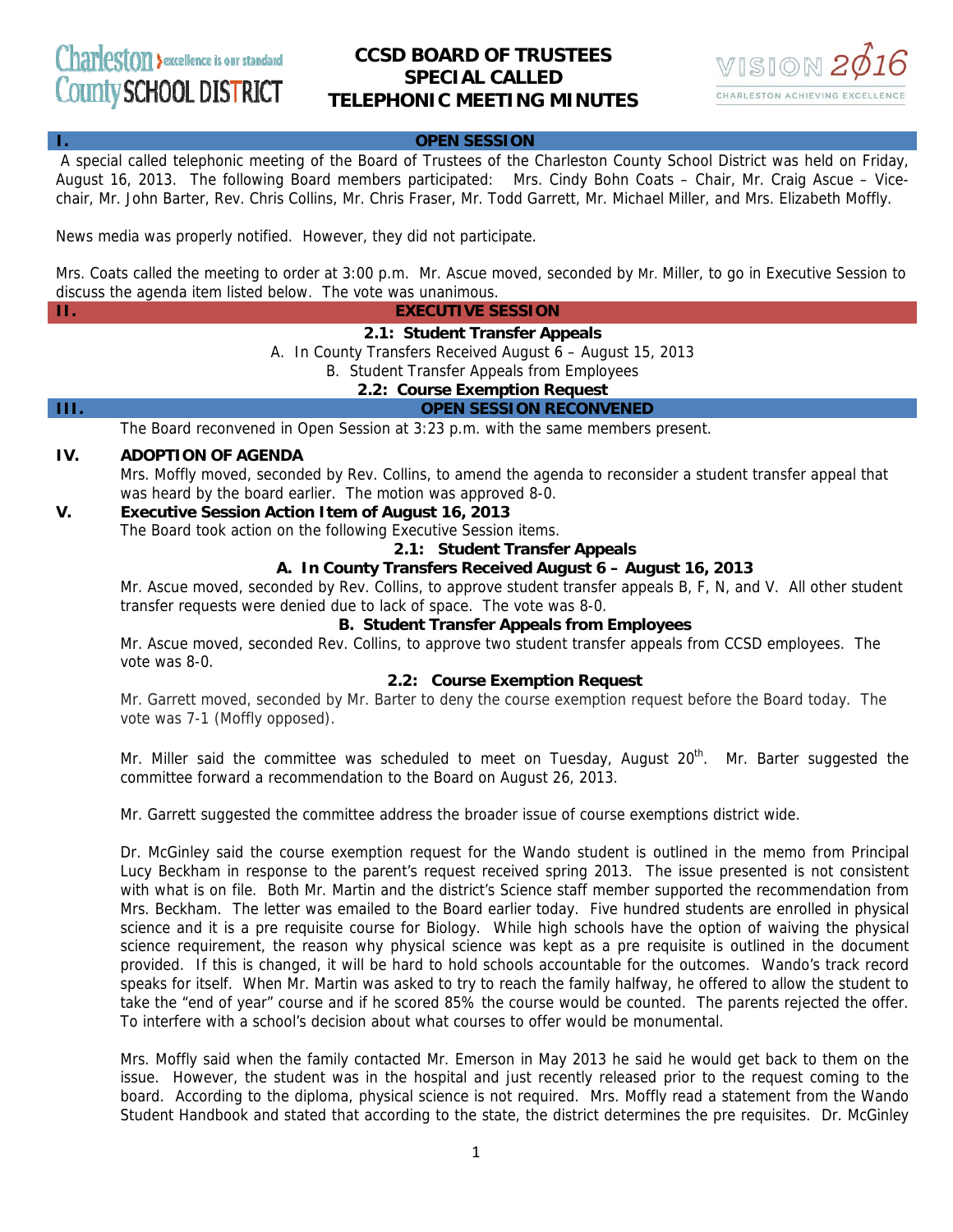# CCSD BOARD OF TRUSTEES SPECIAL CALLED TELEPHONIC MEETING MINUTES

## I. OPEN SESSION

A special called telephonic meeting of the Board of Trustees of the Charleston County School District was held on Friday, August 16, 2013. The following Board members participated: Mrs. Cindy Bohn Coats – Chair, Mr. Craig Ascue – Vice-chair, Mr. John Barter, Rev. Chris Collins, Mr. Chris Fraser, Mr. Todd Garrett, Mr. Michael Miller, and Mrs. Elizabeth Moffly.

News media was properly notified. However, they did not participate.

Mrs. Coats called the meeting to order at 3:00 p.m. Mr. Ascue moved, seconded by Mr. Miller, to go in Executive Session to discuss the agenda item listed below. The vote was unanimous.

## II. EXECUTIVE SESSION

**2.1: Student Transfer Appeals**

A. In County Transfers Received August 6 – August 15, 2013

B. Student Transfer Appeals from Employees

**2.2: Course Exemption Request**

## III. OPEN SESSION RECONVENED

The Board reconvened in Open Session at 3:23 p.m. with the same members present.

## IV. ADOPTION OF AGENDA

Mrs. Moffly moved, seconded by Rev. Collins, to amend the agenda to reconsider a student transfer appeal that was heard by the board earlier. The motion was approved 8-0.

## V. Executive Session Action Item of August 16, 2013

The Board took action on the following Executive Session items.

**2.1: Student Transfer Appeals**

**A. In County Transfers Received August 6 – August 16, 2013**

Mr. Ascue moved, seconded by Rev. Collins, to approve student transfer appeals B, F, N, and V. All other student transfer requests were denied due to lack of space. The vote was 8-0.

**B. Student Transfer Appeals from Employees**

Mr. Ascue moved, seconded Rev. Collins, to approve two student transfer appeals from CCSD employees. The vote was 8-0.

**2.2: Course Exemption Request**

Mr. Garrett moved, seconded by Mr. Barter to deny the course exemption request before the Board today. The vote was 7-1 (Moffly opposed).

Mr. Miller said the committee was scheduled to meet on Tuesday, August 20th. Mr. Barter suggested the committee forward a recommendation to the Board on August 26, 2013.

Mr. Garrett suggested the committee address the broader issue of course exemptions district wide.

Dr. McGinley said the course exemption request for the Wando student is outlined in the memo from Principal Lucy Beckham in response to the parent's request received spring 2013. The issue presented is not consistent with what is on file. Both Mr. Martin and the district's Science staff member supported the recommendation from Mrs. Beckham. The letter was emailed to the Board earlier today. Five hundred students are enrolled in physical science and it is a pre requisite course for Biology. While high schools have the option of waiving the physical science requirement, the reason why physical science was kept as a pre requisite is outlined in the document provided. If this is changed, it will be hard to hold schools accountable for the outcomes. Wando's track record speaks for itself. When Mr. Martin was asked to try to reach the family halfway, he offered to allow the student to take the "end of year" course and if he scored 85% the course would be counted. The parents rejected the offer. To interfere with a school's decision about what courses to offer would be monumental.

Mrs. Moffly said when the family contacted Mr. Emerson in May 2013 he said he would get back to them on the issue. However, the student was in the hospital and just recently released prior to the request coming to the board. According to the diploma, physical science is not required. Mrs. Moffly read a statement from the Wando Student Handbook and stated that according to the state, the district determines the pre requisites. Dr. McGinley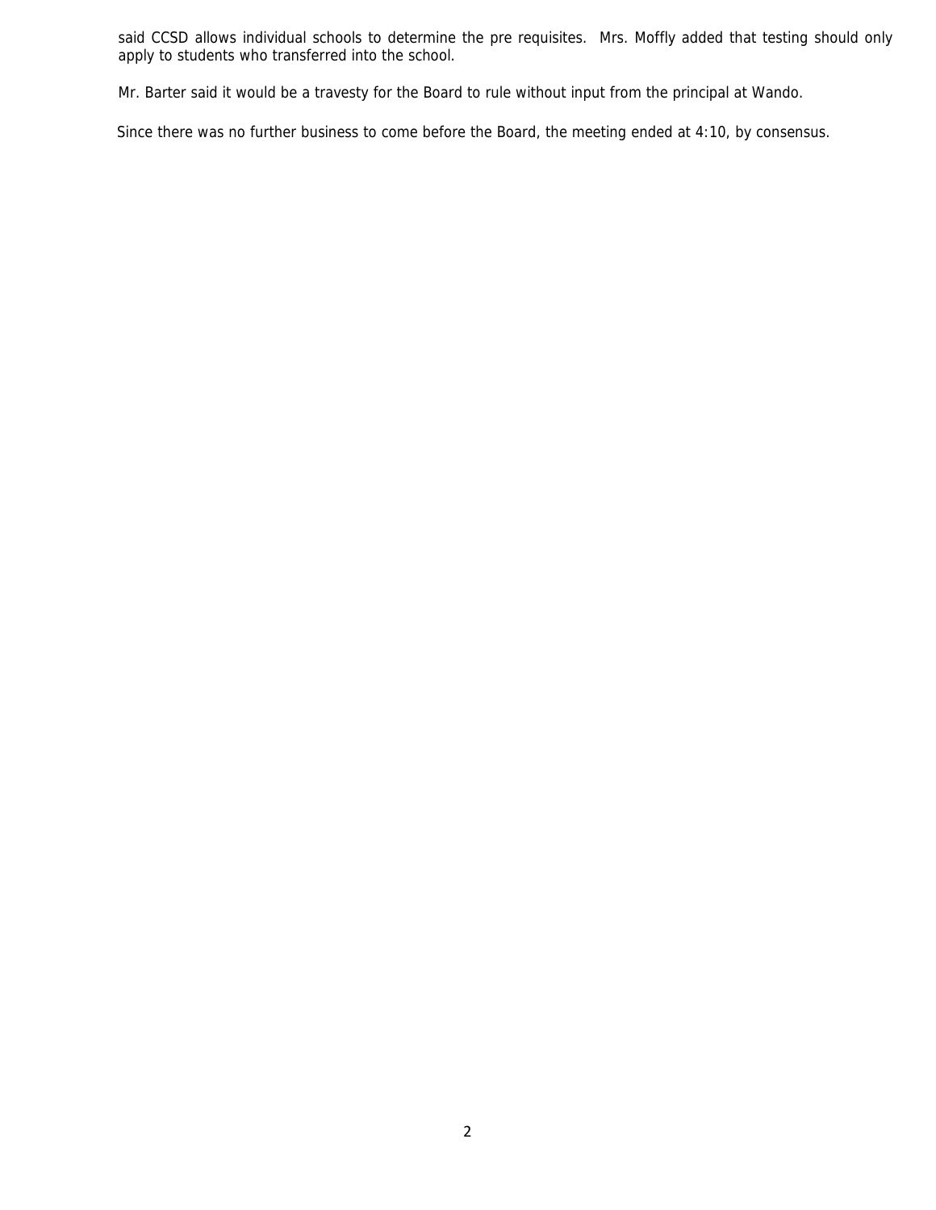said CCSD allows individual schools to determine the pre requisites. Mrs. Moffly added that testing should only apply to students who transferred into the school.

Mr. Barter said it would be a travesty for the Board to rule without input from the principal at Wando.

Since there was no further business to come before the Board, the meeting ended at 4:10, by consensus.